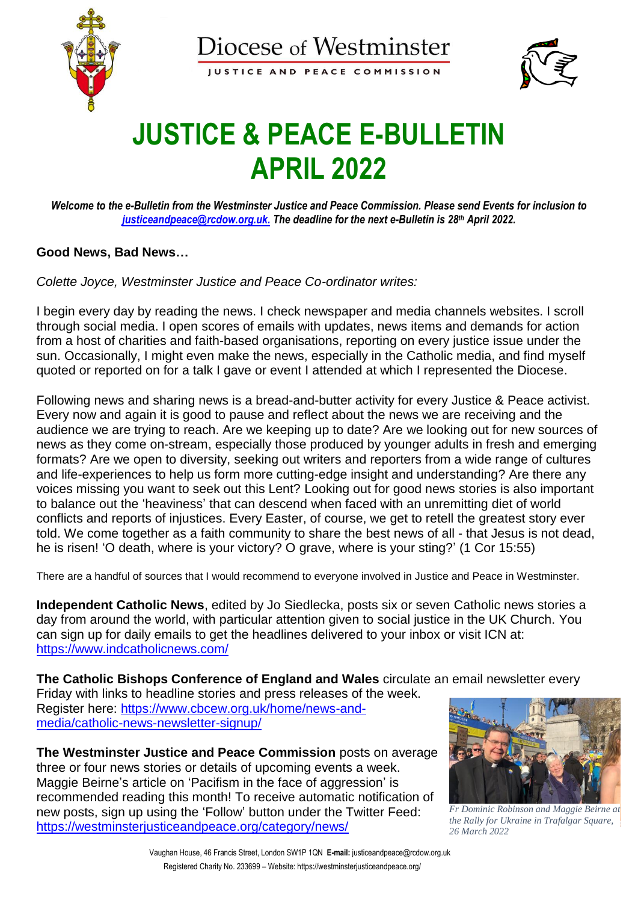# JUSTICE & PEACE E-BULLETIN APRIL 2022

*Welcome to the e-Bulletin from the Westminster Justice and Peace Commission. Please send Events for inclusion to [justiceandpeace@rcdow.org.uk](mailto:justiceandpeace@rcdow.org.uk). The deadline for the next e-Bulletin is 28th April 2022.*

## Good News, Bad News…

*Colette Joyce, Westminster Justice and Peace Co-ordinator writes:*

I begin every day by reading the news. I check newspaper and media channels websites. I scroll through social media. I open scores of emails with updates, news items and demands for action from a host of charities and faith-based organisations, reporting on every justice issue under the sun. Occasionally, I might even make the news, especially in the Catholic media, and find myself quoted or reported on for a talk I gave or event I attended at which I represented the Diocese.

Following news and sharing news is a bread-and-butter activity for every Justice & Peace activist. Every now and again it is good to pause and reflect about the news we are receiving and the audience we are trying to reach. Are we keeping up to date? Are we looking out for new sources of news as they come on-stream, especially those produced by younger adults in fresh and emerging formats? Are we open to diversity, seeking out writers and reporters from a wide range of cultures and life-experiences to help us form more cutting-edge insight and understanding? Are there any voices missing you want to seek out this Lent? Looking out for good news stories is also important to balance out the 'heaviness' that can descend when faced with an unremitting diet of world conflicts and reports of injustices. Every Easter, of course, we get to retell the greatest story ever told. We come together as a faith community to share the best news of all - that Jesus is not dead, he is risen! 'O death, where is your victory? O grave, where is your sting?' (1 Cor 15:55)

There are a handful of sources that I would recommend to everyone involved in Justice and Peace in Westminster.

**Independent Catholic News**, edited by Jo Siedlecka, posts six or seven Catholic news stories a day from around the world, with particular attention given to social justice in the UK Church. You can sign up for daily emails to get the headlines delivered to your inbox or visit ICN at: https://www.indcatholicnews.com/

**The Catholic Bishops Conference of England and Wales** circulate an email newsletter every Friday with links to headline stories and press releases of the week. Register here: https://www.cbcew.org.uk/home/news-and-media/catholic-news-newsletter-signup/

**The Westminster Justice and Peace Commission** posts on average three or four news stories or details of upcoming events a week. Maggie Beirne's article on 'Pacifism in the face of aggression' is recommended reading this month! To receive automatic notification of new posts, sign up using the 'Follow' button under the Twitter Feed: https://westminsterjusticeandpeace.org/category/news/

*Fr Dominic Robinson and Maggie Beirne at the Rally for Ukraine in Trafalgar Square, 26 March 2022*

Vaughan House, 46 Francis Street, London SW1P 1QN **E-mail:** justiceandpeace@rcdow.org.uk
Registered Charity No. 233699 – Website: https://westminsterjusticeandpeace.org/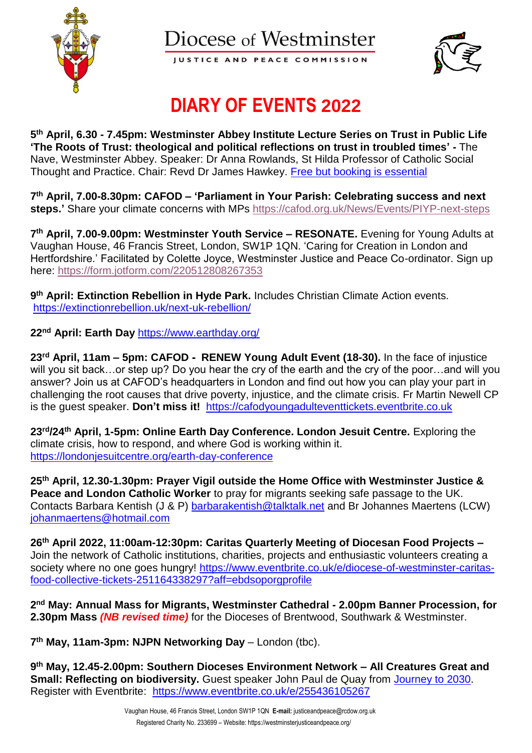Diocese of Westminster

JUSTICE AND PEACE COMMISSION

# DIARY OF EVENTS 2022

**5th April, 6.30 - 7.45pm: Westminster Abbey Institute Lecture Series on Trust in Public Life 'The Roots of Trust: theological and political reflections on trust in troubled times' -** The Nave, Westminster Abbey. Speaker: Dr Anna Rowlands, St Hilda Professor of Catholic Social Thought and Practice. Chair: Revd Dr James Hawkey. Free but booking is essential

**7th April, 7.00-8.30pm: CAFOD – 'Parliament in Your Parish: Celebrating success and next steps.'** Share your climate concerns with MPs https://cafod.org.uk/News/Events/PIYP-next-steps

**7th April, 7.00-9.00pm: Westminster Youth Service – RESONATE.** Evening for Young Adults at Vaughan House, 46 Francis Street, London, SW1P 1QN. 'Caring for Creation in London and Hertfordshire.' Facilitated by Colette Joyce, Westminster Justice and Peace Co-ordinator. Sign up here: https://form.jotform.com/220512808267353

**9th April: Extinction Rebellion in Hyde Park.** Includes Christian Climate Action events. https://extinctionrebellion.uk/next-uk-rebellion/

**22nd April: Earth Day** https://www.earthday.org/

**23rd April, 11am – 5pm: CAFOD - RENEW Young Adult Event (18-30).** In the face of injustice will you sit back…or step up? Do you hear the cry of the earth and the cry of the poor…and will you answer? Join us at CAFOD's headquarters in London and find out how you can play your part in challenging the root causes that drive poverty, injustice, and the climate crisis. Fr Martin Newell CP is the guest speaker. **Don't miss it!** https://cafodyoungadulteventtickets.eventbrite.co.uk

**23rd/24th April, 1-5pm: Online Earth Day Conference. London Jesuit Centre.** Exploring the climate crisis, how to respond, and where God is working within it. https://londonjesuitcentre.org/earth-day-conference

**25th April, 12.30-1.30pm: Prayer Vigil outside the Home Office with Westminster Justice & Peace and London Catholic Worker** to pray for migrants seeking safe passage to the UK. Contacts Barbara Kentish (J & P) barbarakentish@talktalk.net and Br Johannes Maertens (LCW) johanmaertens@hotmail.com

**26th April 2022, 11:00am-12:30pm: Caritas Quarterly Meeting of Diocesan Food Projects –** Join the network of Catholic institutions, charities, projects and enthusiastic volunteers creating a society where no one goes hungry! https://www.eventbrite.co.uk/e/diocese-of-westminster-caritas-food-collective-tickets-251164338297?aff=ebdsoporgprofile

**2nd May: Annual Mass for Migrants, Westminster Cathedral - 2.00pm Banner Procession, for 2.30pm Mass** ***(NB revised time)*** for the Dioceses of Brentwood, Southwark & Westminster.

**7th May, 11am-3pm: NJPN Networking Day** – London (tbc).

**9th May, 12.45-2.00pm: Southern Dioceses Environment Network – All Creatures Great and Small: Reflecting on biodiversity.** Guest speaker John Paul de Quay from Journey to 2030. Register with Eventbrite: https://www.eventbrite.co.uk/e/255436105267

Vaughan House, 46 Francis Street, London SW1P 1QN **E-mail:** justiceandpeace@rcdow.org.uk
Registered Charity No. 233699 – Website: https://westminsterjusticeandpeace.org/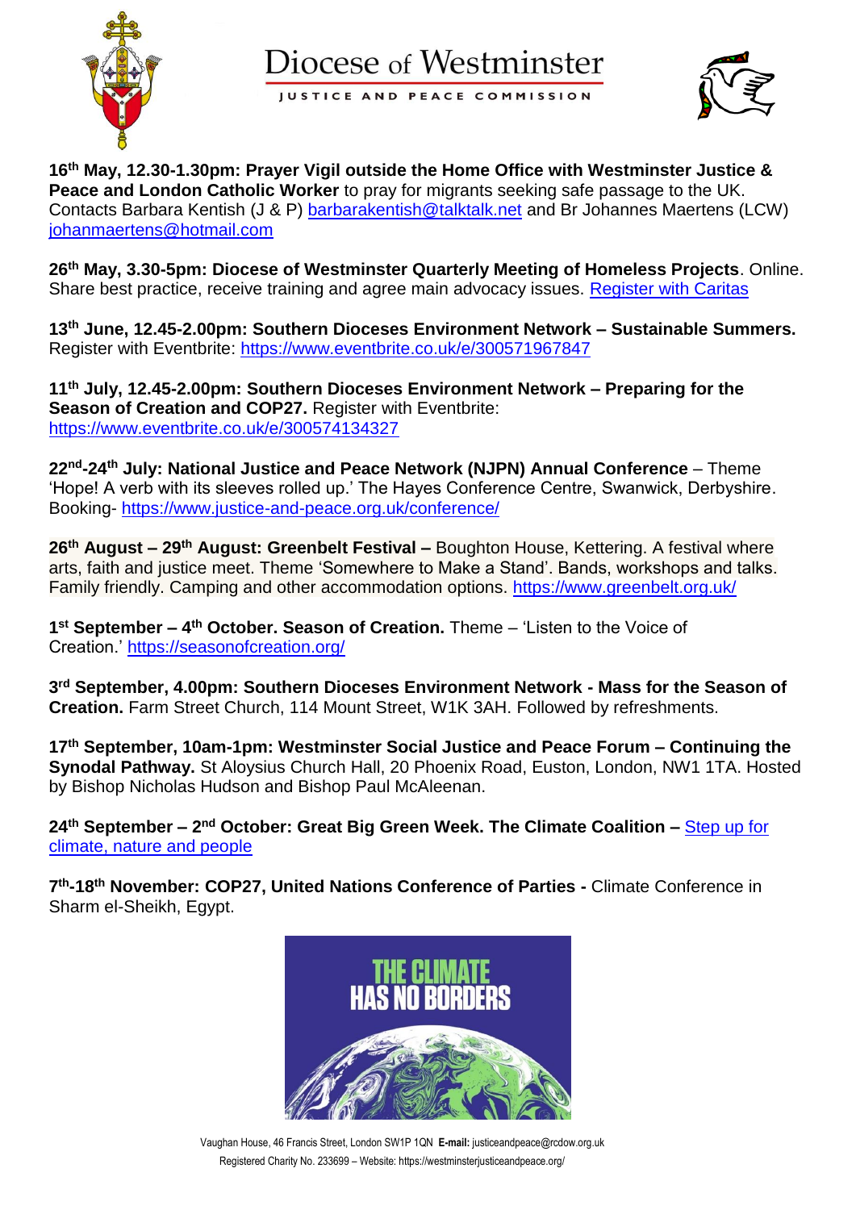Diocese of Westminster

JUSTICE AND PEACE COMMISSION

**16th May, 12.30-1.30pm: Prayer Vigil outside the Home Office with Westminster Justice & Peace and London Catholic Worker** to pray for migrants seeking safe passage to the UK. Contacts Barbara Kentish (J & P) barbarakentish@talktalk.net and Br Johannes Maertens (LCW) johanmaertens@hotmail.com

**26th May, 3.30-5pm: Diocese of Westminster Quarterly Meeting of Homeless Projects**. Online. Share best practice, receive training and agree main advocacy issues. Register with Caritas

**13th June, 12.45-2.00pm: Southern Dioceses Environment Network – Sustainable Summers.** Register with Eventbrite: https://www.eventbrite.co.uk/e/300571967847

**11th July, 12.45-2.00pm: Southern Dioceses Environment Network – Preparing for the Season of Creation and COP27.** Register with Eventbrite: https://www.eventbrite.co.uk/e/300574134327

**22nd-24th July: National Justice and Peace Network (NJPN) Annual Conference** – Theme 'Hope! A verb with its sleeves rolled up.' The Hayes Conference Centre, Swanwick, Derbyshire. Booking- https://www.justice-and-peace.org.uk/conference/

**26th August – 29th August: Greenbelt Festival –** Boughton House, Kettering. A festival where arts, faith and justice meet. Theme 'Somewhere to Make a Stand'. Bands, workshops and talks. Family friendly. Camping and other accommodation options. https://www.greenbelt.org.uk/

**1st September – 4th October. Season of Creation.** Theme – 'Listen to the Voice of Creation.' https://seasonofcreation.org/

**3rd September, 4.00pm: Southern Dioceses Environment Network - Mass for the Season of Creation.** Farm Street Church, 114 Mount Street, W1K 3AH. Followed by refreshments.

**17th September, 10am-1pm: Westminster Social Justice and Peace Forum – Continuing the Synodal Pathway.** St Aloysius Church Hall, 20 Phoenix Road, Euston, London, NW1 1TA. Hosted by Bishop Nicholas Hudson and Bishop Paul McAleenan.

**24th September – 2nd October: Great Big Green Week. The Climate Coalition –** Step up for climate, nature and people

**7th-18th November: COP27, United Nations Conference of Parties -** Climate Conference in Sharm el-Sheikh, Egypt.

THE CLIMATE HAS NO BORDERS

Vaughan House, 46 Francis Street, London SW1P 1QN **E-mail:** justiceandpeace@rcdow.org.uk
Registered Charity No. 233699 – Website: https://westminsterjusticeandpeace.org/